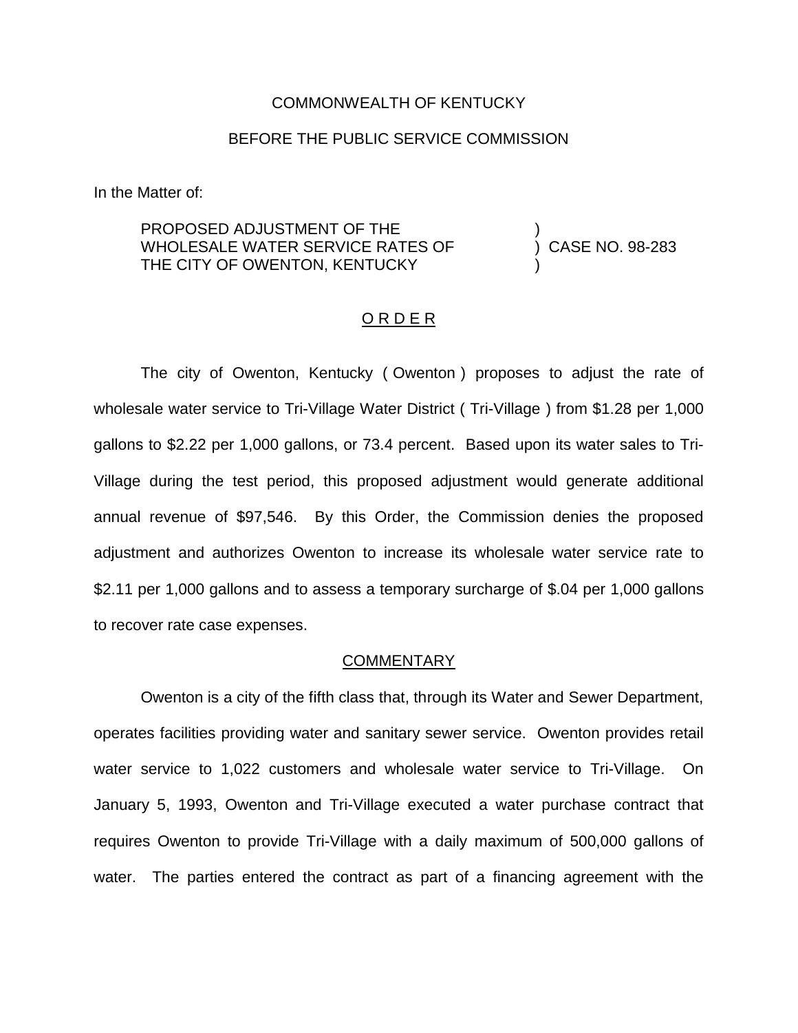COMMONWEALTH OF KENTUCKY

BEFORE THE PUBLIC SERVICE COMMISSION

In the Matter of:

PROPOSED ADJUSTMENT OF THE WHOLESALE WATER SERVICE RATES OF THE CITY OF OWENTON, KENTUCKY ) CASE NO. 98-283

## O R D E R

The city of Owenton, Kentucky ( Owenton ) proposes to adjust the rate of wholesale water service to Tri-Village Water District ( Tri-Village ) from $1.28 per 1,000 gallons to $2.22 per 1,000 gallons, or 73.4 percent. Based upon its water sales to Tri-Village during the test period, this proposed adjustment would generate additional annual revenue of $97,546. By this Order, the Commission denies the proposed adjustment and authorizes Owenton to increase its wholesale water service rate to $2.11 per 1,000 gallons and to assess a temporary surcharge of $.04 per 1,000 gallons to recover rate case expenses.

## COMMENTARY

Owenton is a city of the fifth class that, through its Water and Sewer Department, operates facilities providing water and sanitary sewer service. Owenton provides retail water service to 1,022 customers and wholesale water service to Tri-Village. On January 5, 1993, Owenton and Tri-Village executed a water purchase contract that requires Owenton to provide Tri-Village with a daily maximum of 500,000 gallons of water. The parties entered the contract as part of a financing agreement with the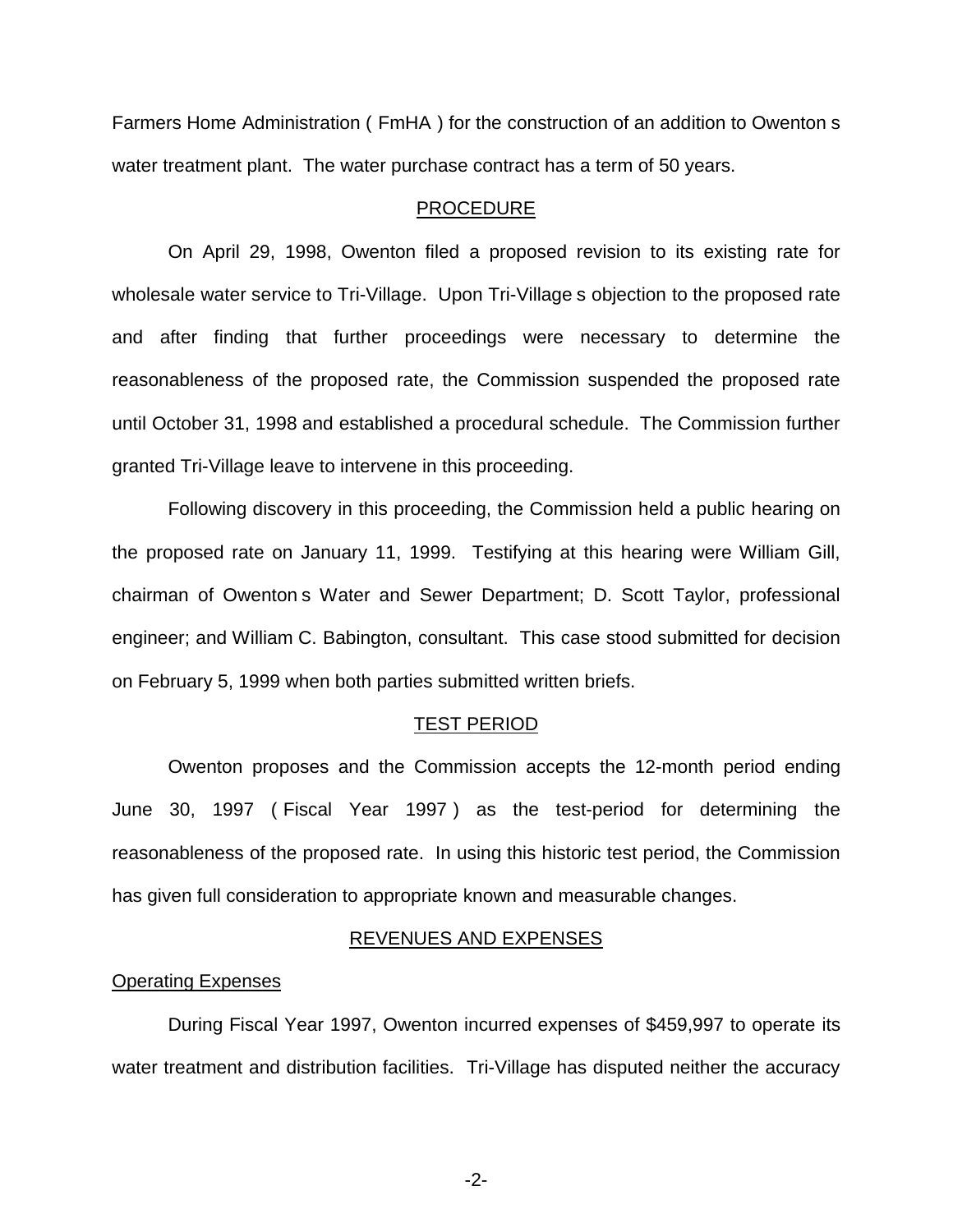Farmers Home Administration ( FmHA ) for the construction of an addition to Owenton s water treatment plant. The water purchase contract has a term of 50 years.

## PROCEDURE

On April 29, 1998, Owenton filed a proposed revision to its existing rate for wholesale water service to Tri-Village. Upon Tri-Village s objection to the proposed rate and after finding that further proceedings were necessary to determine the reasonableness of the proposed rate, the Commission suspended the proposed rate until October 31, 1998 and established a procedural schedule. The Commission further granted Tri-Village leave to intervene in this proceeding.

Following discovery in this proceeding, the Commission held a public hearing on the proposed rate on January 11, 1999. Testifying at this hearing were William Gill, chairman of Owenton s Water and Sewer Department; D. Scott Taylor, professional engineer; and William C. Babington, consultant. This case stood submitted for decision on February 5, 1999 when both parties submitted written briefs.

## TEST PERIOD

Owenton proposes and the Commission accepts the 12-month period ending June 30, 1997 ( Fiscal Year 1997 ) as the test-period for determining the reasonableness of the proposed rate. In using this historic test period, the Commission has given full consideration to appropriate known and measurable changes.

## REVENUES AND EXPENSES

### Operating Expenses

During Fiscal Year 1997, Owenton incurred expenses of $459,997 to operate its water treatment and distribution facilities. Tri-Village has disputed neither the accuracy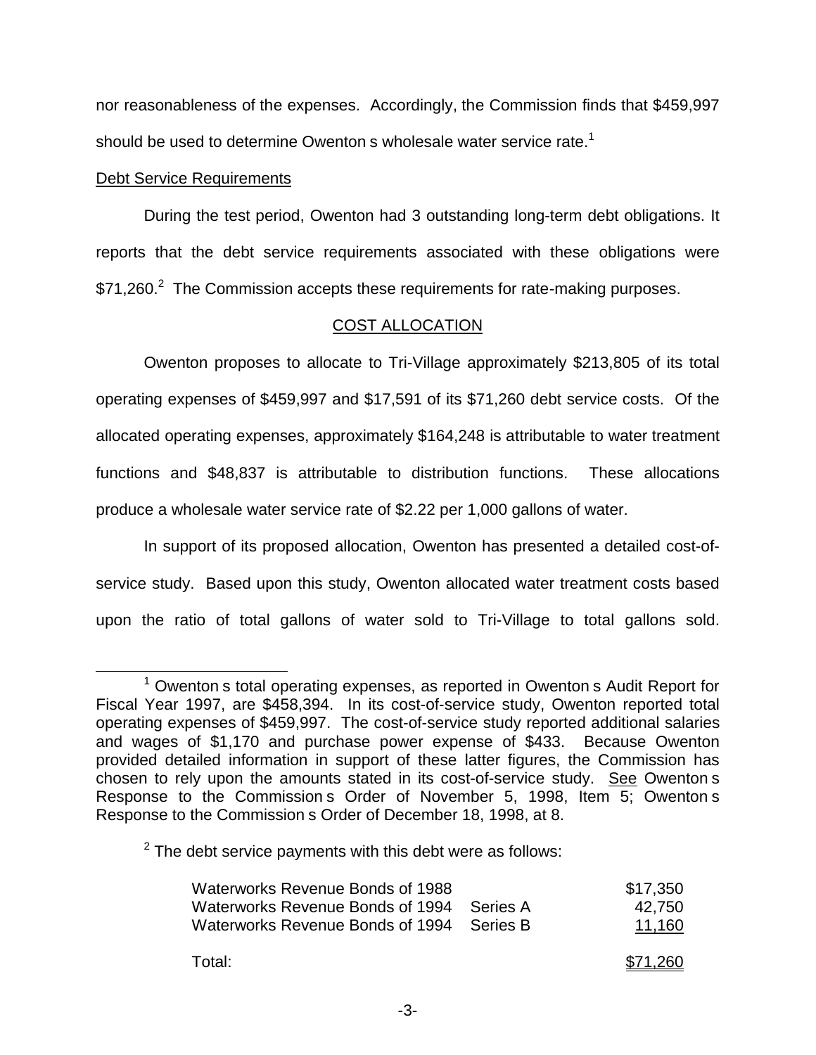nor reasonableness of the expenses. Accordingly, the Commission finds that $459,997 should be used to determine Owenton s wholesale water service rate.[1]

Debt Service Requirements

During the test period, Owenton had 3 outstanding long-term debt obligations. It reports that the debt service requirements associated with these obligations were $71,260.[2] The Commission accepts these requirements for rate-making purposes.

COST ALLOCATION

Owenton proposes to allocate to Tri-Village approximately $213,805 of its total operating expenses of $459,997 and $17,591 of its $71,260 debt service costs. Of the allocated operating expenses, approximately $164,248 is attributable to water treatment functions and $48,837 is attributable to distribution functions. These allocations produce a wholesale water service rate of $2.22 per 1,000 gallons of water.

In support of its proposed allocation, Owenton has presented a detailed cost-of-service study. Based upon this study, Owenton allocated water treatment costs based upon the ratio of total gallons of water sold to Tri-Village to total gallons sold.

---

[1] Owenton s total operating expenses, as reported in Owenton s Audit Report for Fiscal Year 1997, are $458,394. In its cost-of-service study, Owenton reported total operating expenses of $459,997. The cost-of-service study reported additional salaries and wages of $1,170 and purchase power expense of $433. Because Owenton provided detailed information in support of these latter figures, the Commission has chosen to rely upon the amounts stated in its cost-of-service study. See Owenton s Response to the Commission s Order of November 5, 1998, Item 5; Owenton s Response to the Commission s Order of December 18, 1998, at 8.

[2] The debt service payments with this debt were as follows:

| | | |
|---|---|---|
| Waterworks Revenue Bonds of 1988 | | $17,350 |
| Waterworks Revenue Bonds of 1994 | Series A | 42,750 |
| Waterworks Revenue Bonds of 1994 | Series B | 11,160 |
| Total: | | $71,260 |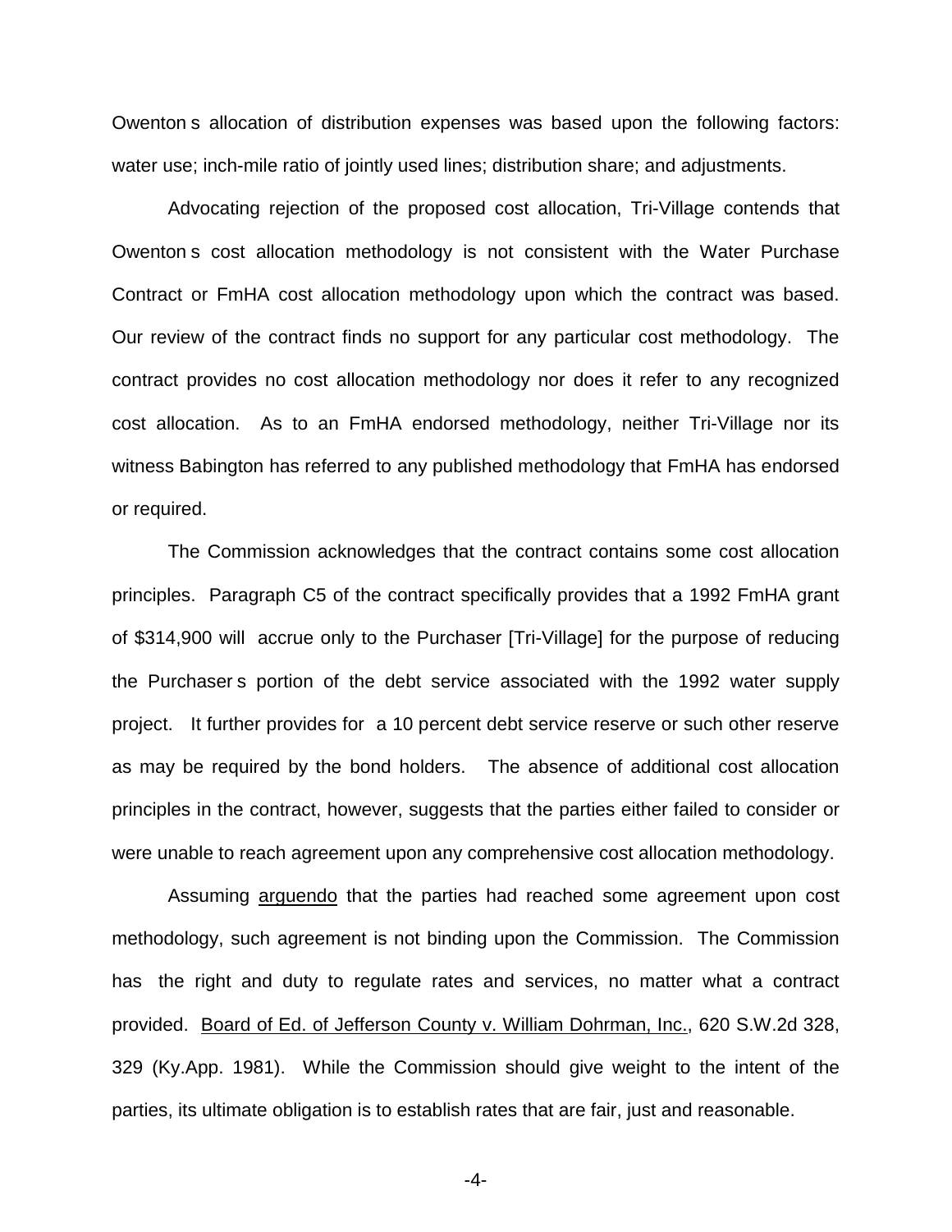Owenton s allocation of distribution expenses was based upon the following factors: water use; inch-mile ratio of jointly used lines; distribution share; and adjustments.

Advocating rejection of the proposed cost allocation, Tri-Village contends that Owenton s cost allocation methodology is not consistent with the Water Purchase Contract or FmHA cost allocation methodology upon which the contract was based. Our review of the contract finds no support for any particular cost methodology. The contract provides no cost allocation methodology nor does it refer to any recognized cost allocation. As to an FmHA endorsed methodology, neither Tri-Village nor its witness Babington has referred to any published methodology that FmHA has endorsed or required.

The Commission acknowledges that the contract contains some cost allocation principles. Paragraph C5 of the contract specifically provides that a 1992 FmHA grant of $314,900 will accrue only to the Purchaser [Tri-Village] for the purpose of reducing the Purchaser s portion of the debt service associated with the 1992 water supply project. It further provides for a 10 percent debt service reserve or such other reserve as may be required by the bond holders. The absence of additional cost allocation principles in the contract, however, suggests that the parties either failed to consider or were unable to reach agreement upon any comprehensive cost allocation methodology.

Assuming <u>arguendo</u> that the parties had reached some agreement upon cost methodology, such agreement is not binding upon the Commission. The Commission has the right and duty to regulate rates and services, no matter what a contract provided. <u>Board of Ed. of Jefferson County v. William Dohrman, Inc.</u>, 620 S.W.2d 328, 329 (Ky.App. 1981). While the Commission should give weight to the intent of the parties, its ultimate obligation is to establish rates that are fair, just and reasonable.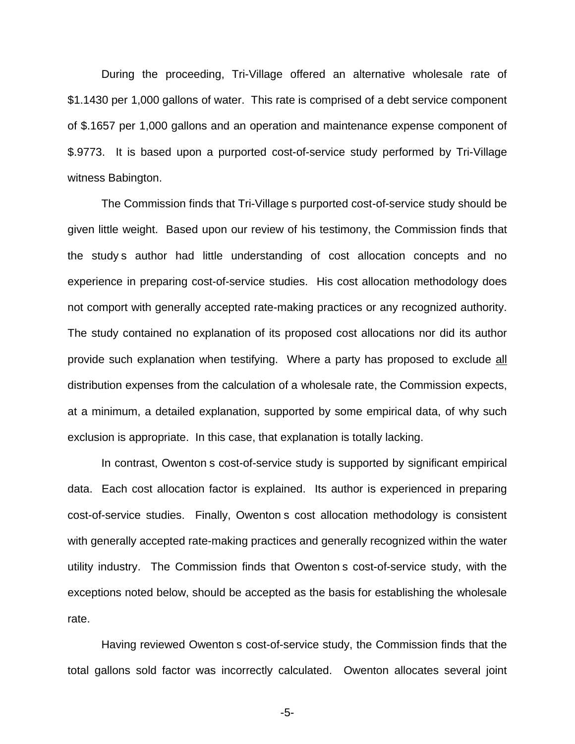During the proceeding, Tri-Village offered an alternative wholesale rate of $1.1430 per 1,000 gallons of water. This rate is comprised of a debt service component of $.1657 per 1,000 gallons and an operation and maintenance expense component of $.9773. It is based upon a purported cost-of-service study performed by Tri-Village witness Babington.

The Commission finds that Tri-Village s purported cost-of-service study should be given little weight. Based upon our review of his testimony, the Commission finds that the study s author had little understanding of cost allocation concepts and no experience in preparing cost-of-service studies. His cost allocation methodology does not comport with generally accepted rate-making practices or any recognized authority. The study contained no explanation of its proposed cost allocations nor did its author provide such explanation when testifying. Where a party has proposed to exclude all distribution expenses from the calculation of a wholesale rate, the Commission expects, at a minimum, a detailed explanation, supported by some empirical data, of why such exclusion is appropriate. In this case, that explanation is totally lacking.

In contrast, Owenton s cost-of-service study is supported by significant empirical data. Each cost allocation factor is explained. Its author is experienced in preparing cost-of-service studies. Finally, Owenton s cost allocation methodology is consistent with generally accepted rate-making practices and generally recognized within the water utility industry. The Commission finds that Owenton s cost-of-service study, with the exceptions noted below, should be accepted as the basis for establishing the wholesale rate.

Having reviewed Owenton s cost-of-service study, the Commission finds that the total gallons sold factor was incorrectly calculated. Owenton allocates several joint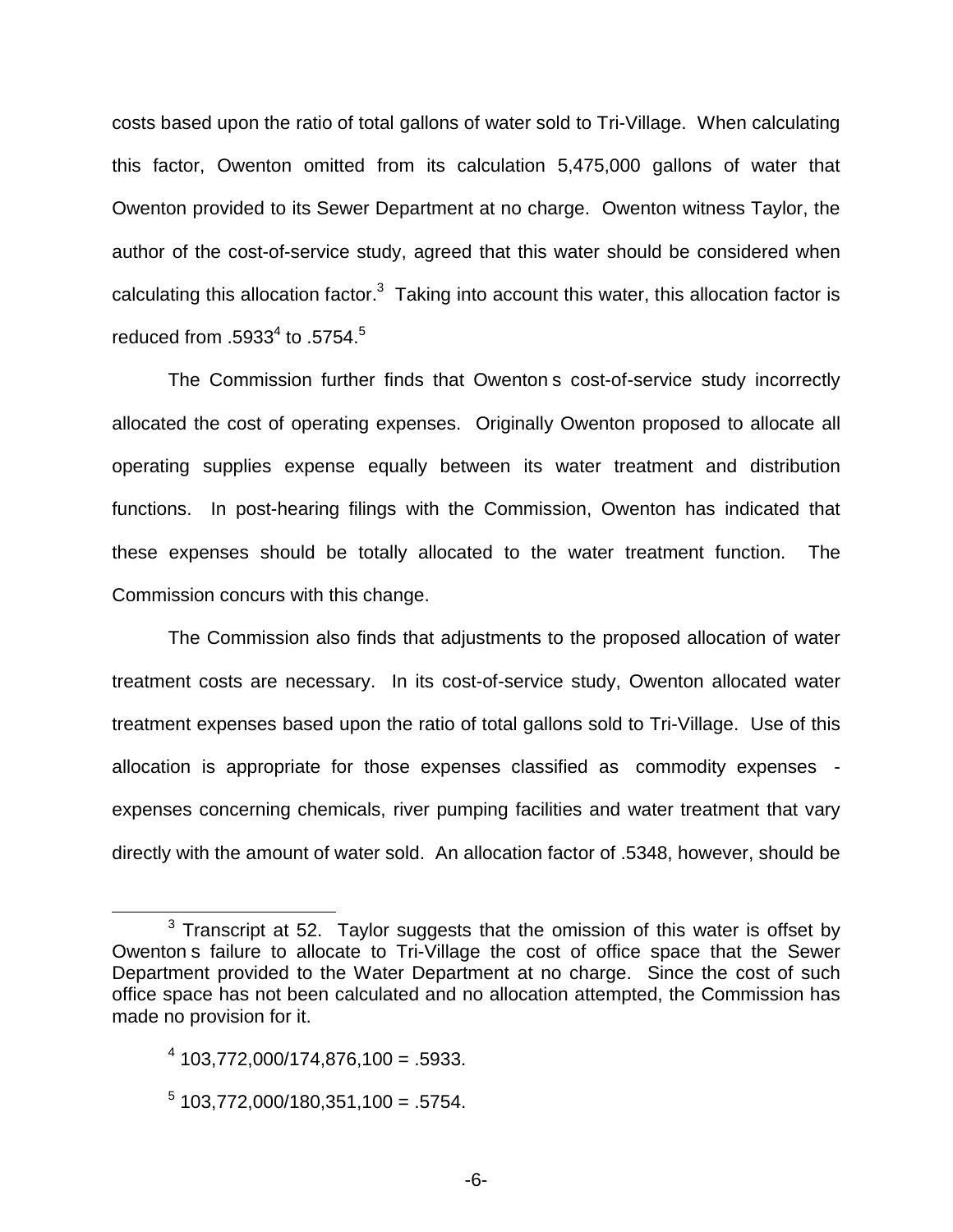costs based upon the ratio of total gallons of water sold to Tri-Village. When calculating this factor, Owenton omitted from its calculation 5,475,000 gallons of water that Owenton provided to its Sewer Department at no charge. Owenton witness Taylor, the author of the cost-of-service study, agreed that this water should be considered when calculating this allocation factor.[3] Taking into account this water, this allocation factor is reduced from .5933[4] to .5754.[5]

The Commission further finds that Owenton s cost-of-service study incorrectly allocated the cost of operating expenses. Originally Owenton proposed to allocate all operating supplies expense equally between its water treatment and distribution functions. In post-hearing filings with the Commission, Owenton has indicated that these expenses should be totally allocated to the water treatment function. The Commission concurs with this change.

The Commission also finds that adjustments to the proposed allocation of water treatment costs are necessary. In its cost-of-service study, Owenton allocated water treatment expenses based upon the ratio of total gallons sold to Tri-Village. Use of this allocation is appropriate for those expenses classified as commodity expenses - expenses concerning chemicals, river pumping facilities and water treatment that vary directly with the amount of water sold. An allocation factor of .5348, however, should be

[3] Transcript at 52. Taylor suggests that the omission of this water is offset by Owenton s failure to allocate to Tri-Village the cost of office space that the Sewer Department provided to the Water Department at no charge. Since the cost of such office space has not been calculated and no allocation attempted, the Commission has made no provision for it.

[4] 103,772,000/174,876,100 = .5933.

[5] 103,772,000/180,351,100 = .5754.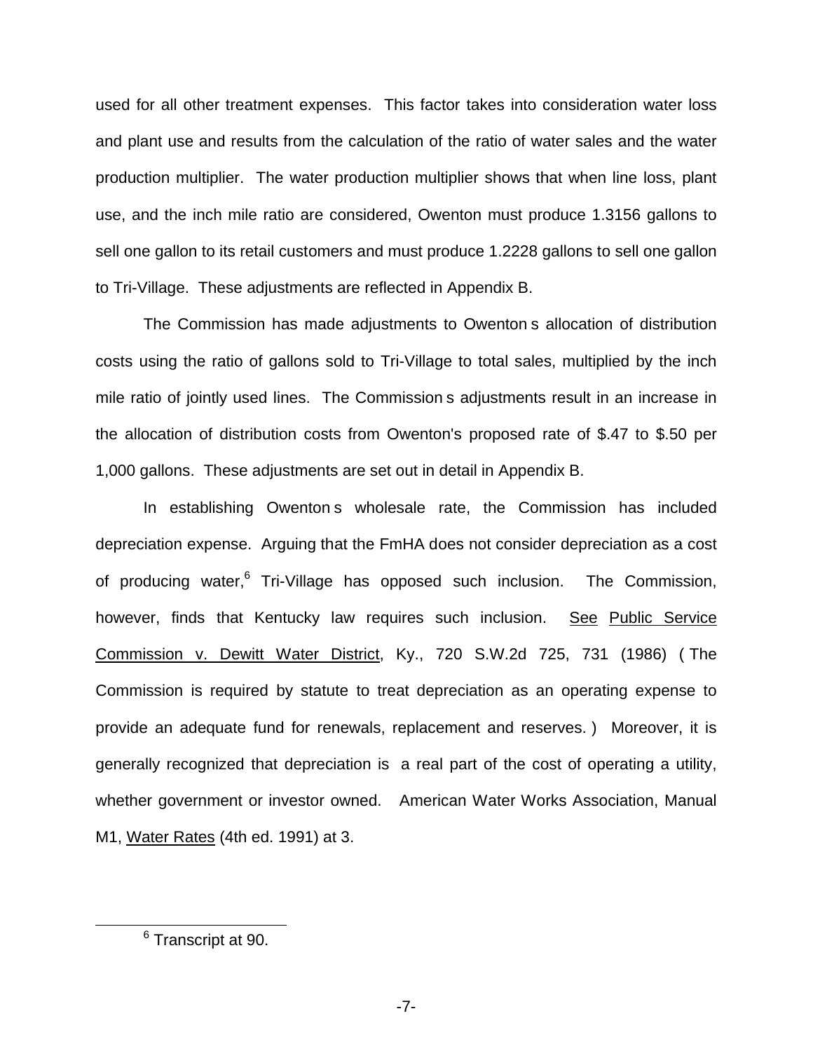used for all other treatment expenses. This factor takes into consideration water loss and plant use and results from the calculation of the ratio of water sales and the water production multiplier. The water production multiplier shows that when line loss, plant use, and the inch mile ratio are considered, Owenton must produce 1.3156 gallons to sell one gallon to its retail customers and must produce 1.2228 gallons to sell one gallon to Tri-Village. These adjustments are reflected in Appendix B.

The Commission has made adjustments to Owenton s allocation of distribution costs using the ratio of gallons sold to Tri-Village to total sales, multiplied by the inch mile ratio of jointly used lines. The Commission s adjustments result in an increase in the allocation of distribution costs from Owenton's proposed rate of \$.47 to \$.50 per 1,000 gallons. These adjustments are set out in detail in Appendix B.

In establishing Owenton s wholesale rate, the Commission has included depreciation expense. Arguing that the FmHA does not consider depreciation as a cost of producing water,[6] Tri-Village has opposed such inclusion. The Commission, however, finds that Kentucky law requires such inclusion. See Public Service Commission v. Dewitt Water District, Ky., 720 S.W.2d 725, 731 (1986) ( The Commission is required by statute to treat depreciation as an operating expense to provide an adequate fund for renewals, replacement and reserves. ) Moreover, it is generally recognized that depreciation is a real part of the cost of operating a utility, whether government or investor owned. American Water Works Association, Manual M1, Water Rates (4th ed. 1991) at 3.

---

[6] Transcript at 90.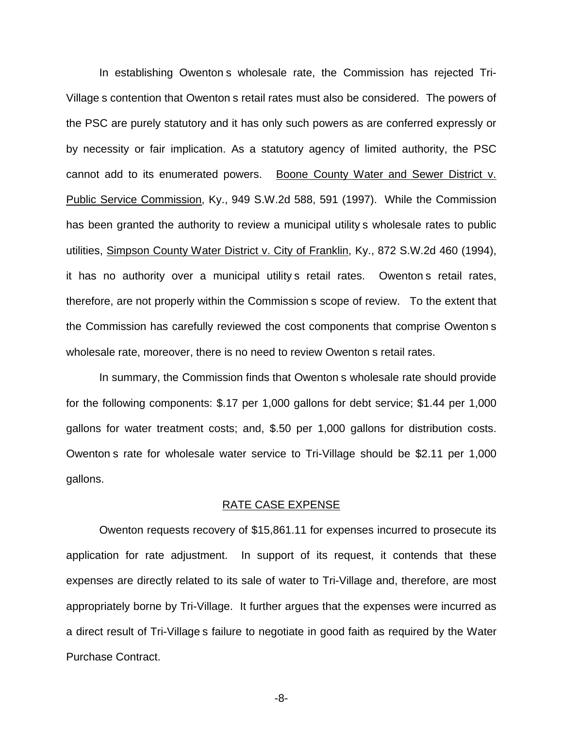In establishing Owenton s wholesale rate, the Commission has rejected Tri-Village s contention that Owenton s retail rates must also be considered. The powers of the PSC are purely statutory and it has only such powers as are conferred expressly or by necessity or fair implication. As a statutory agency of limited authority, the PSC cannot add to its enumerated powers. Boone County Water and Sewer District v. Public Service Commission, Ky., 949 S.W.2d 588, 591 (1997). While the Commission has been granted the authority to review a municipal utility s wholesale rates to public utilities, Simpson County Water District v. City of Franklin, Ky., 872 S.W.2d 460 (1994), it has no authority over a municipal utility s retail rates. Owenton s retail rates, therefore, are not properly within the Commission s scope of review. To the extent that the Commission has carefully reviewed the cost components that comprise Owenton s wholesale rate, moreover, there is no need to review Owenton s retail rates.

In summary, the Commission finds that Owenton s wholesale rate should provide for the following components: $.17 per 1,000 gallons for debt service; $1.44 per 1,000 gallons for water treatment costs; and, $.50 per 1,000 gallons for distribution costs. Owenton s rate for wholesale water service to Tri-Village should be $2.11 per 1,000 gallons.

## RATE CASE EXPENSE

Owenton requests recovery of $15,861.11 for expenses incurred to prosecute its application for rate adjustment. In support of its request, it contends that these expenses are directly related to its sale of water to Tri-Village and, therefore, are most appropriately borne by Tri-Village. It further argues that the expenses were incurred as a direct result of Tri-Village s failure to negotiate in good faith as required by the Water Purchase Contract.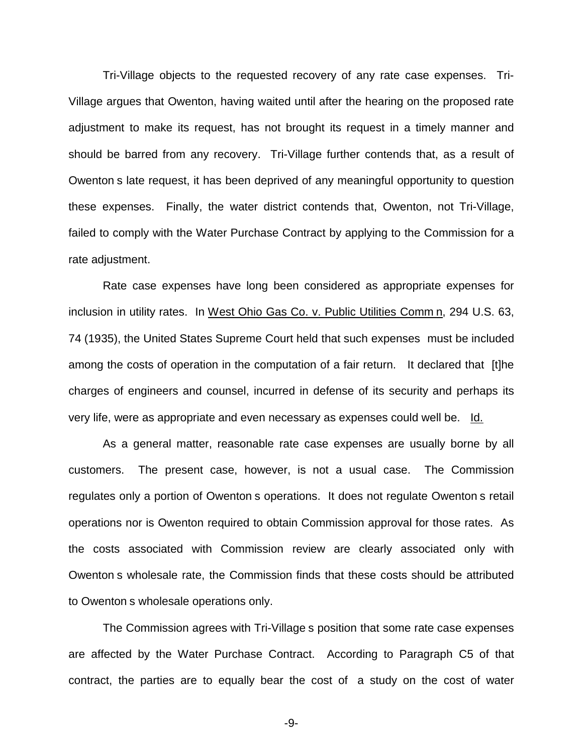Tri-Village objects to the requested recovery of any rate case expenses. Tri-Village argues that Owenton, having waited until after the hearing on the proposed rate adjustment to make its request, has not brought its request in a timely manner and should be barred from any recovery. Tri-Village further contends that, as a result of Owenton s late request, it has been deprived of any meaningful opportunity to question these expenses. Finally, the water district contends that, Owenton, not Tri-Village, failed to comply with the Water Purchase Contract by applying to the Commission for a rate adjustment.

Rate case expenses have long been considered as appropriate expenses for inclusion in utility rates. In West Ohio Gas Co. v. Public Utilities Comm n, 294 U.S. 63, 74 (1935), the United States Supreme Court held that such expenses must be included among the costs of operation in the computation of a fair return. It declared that [t]he charges of engineers and counsel, incurred in defense of its security and perhaps its very life, were as appropriate and even necessary as expenses could well be. Id.

As a general matter, reasonable rate case expenses are usually borne by all customers. The present case, however, is not a usual case. The Commission regulates only a portion of Owenton s operations. It does not regulate Owenton s retail operations nor is Owenton required to obtain Commission approval for those rates. As the costs associated with Commission review are clearly associated only with Owenton s wholesale rate, the Commission finds that these costs should be attributed to Owenton s wholesale operations only.

The Commission agrees with Tri-Village s position that some rate case expenses are affected by the Water Purchase Contract. According to Paragraph C5 of that contract, the parties are to equally bear the cost of a study on the cost of water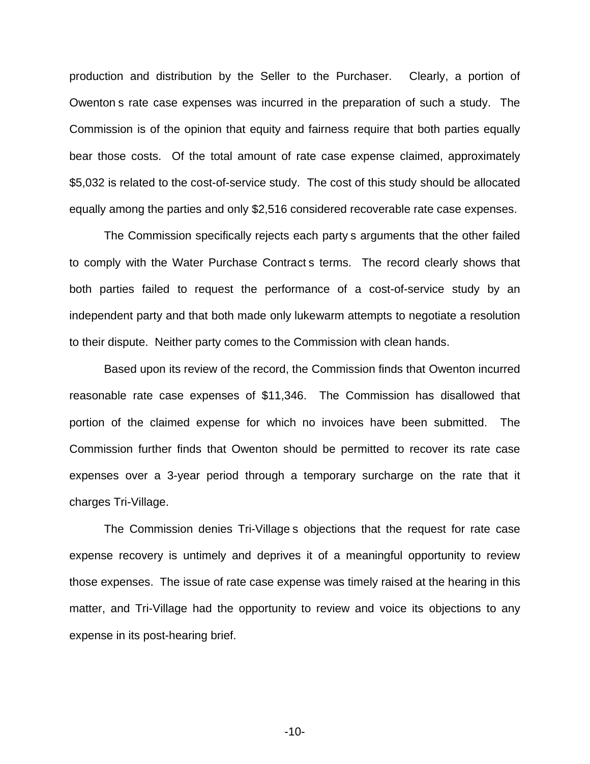production and distribution by the Seller to the Purchaser. Clearly, a portion of Owenton s rate case expenses was incurred in the preparation of such a study. The Commission is of the opinion that equity and fairness require that both parties equally bear those costs. Of the total amount of rate case expense claimed, approximately $5,032 is related to the cost-of-service study. The cost of this study should be allocated equally among the parties and only $2,516 considered recoverable rate case expenses.

The Commission specifically rejects each party s arguments that the other failed to comply with the Water Purchase Contract s terms. The record clearly shows that both parties failed to request the performance of a cost-of-service study by an independent party and that both made only lukewarm attempts to negotiate a resolution to their dispute. Neither party comes to the Commission with clean hands.

Based upon its review of the record, the Commission finds that Owenton incurred reasonable rate case expenses of $11,346. The Commission has disallowed that portion of the claimed expense for which no invoices have been submitted. The Commission further finds that Owenton should be permitted to recover its rate case expenses over a 3-year period through a temporary surcharge on the rate that it charges Tri-Village.

The Commission denies Tri-Village s objections that the request for rate case expense recovery is untimely and deprives it of a meaningful opportunity to review those expenses. The issue of rate case expense was timely raised at the hearing in this matter, and Tri-Village had the opportunity to review and voice its objections to any expense in its post-hearing brief.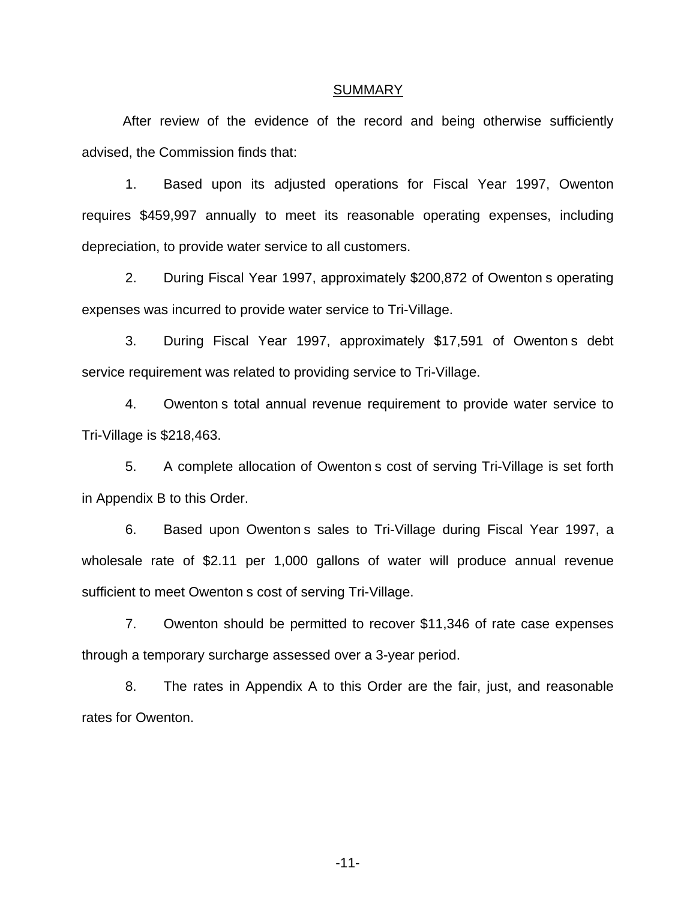## SUMMARY

After review of the evidence of the record and being otherwise sufficiently advised, the Commission finds that:

1. Based upon its adjusted operations for Fiscal Year 1997, Owenton requires $459,997 annually to meet its reasonable operating expenses, including depreciation, to provide water service to all customers.

2. During Fiscal Year 1997, approximately $200,872 of Owenton s operating expenses was incurred to provide water service to Tri-Village.

3. During Fiscal Year 1997, approximately $17,591 of Owenton s debt service requirement was related to providing service to Tri-Village.

4. Owenton s total annual revenue requirement to provide water service to Tri-Village is $218,463.

5. A complete allocation of Owenton s cost of serving Tri-Village is set forth in Appendix B to this Order.

6. Based upon Owenton s sales to Tri-Village during Fiscal Year 1997, a wholesale rate of $2.11 per 1,000 gallons of water will produce annual revenue sufficient to meet Owenton s cost of serving Tri-Village.

7. Owenton should be permitted to recover $11,346 of rate case expenses through a temporary surcharge assessed over a 3-year period.

8. The rates in Appendix A to this Order are the fair, just, and reasonable rates for Owenton.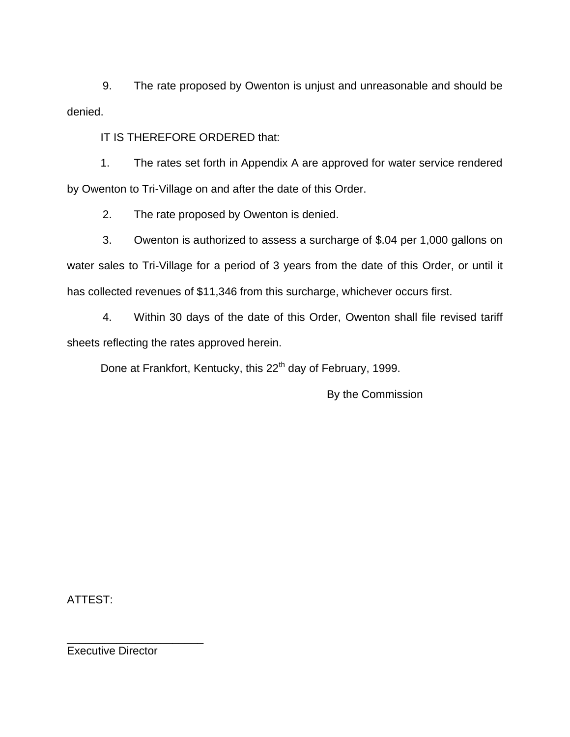9. The rate proposed by Owenton is unjust and unreasonable and should be denied.

IT IS THEREFORE ORDERED that:

1. The rates set forth in Appendix A are approved for water service rendered by Owenton to Tri-Village on and after the date of this Order.

2. The rate proposed by Owenton is denied.

3. Owenton is authorized to assess a surcharge of $.04 per 1,000 gallons on water sales to Tri-Village for a period of 3 years from the date of this Order, or until it has collected revenues of $11,346 from this surcharge, whichever occurs first.

4. Within 30 days of the date of this Order, Owenton shall file revised tariff sheets reflecting the rates approved herein.

Done at Frankfort, Kentucky, this 22nd day of February, 1999.

By the Commission

ATTEST:

______________________
Executive Director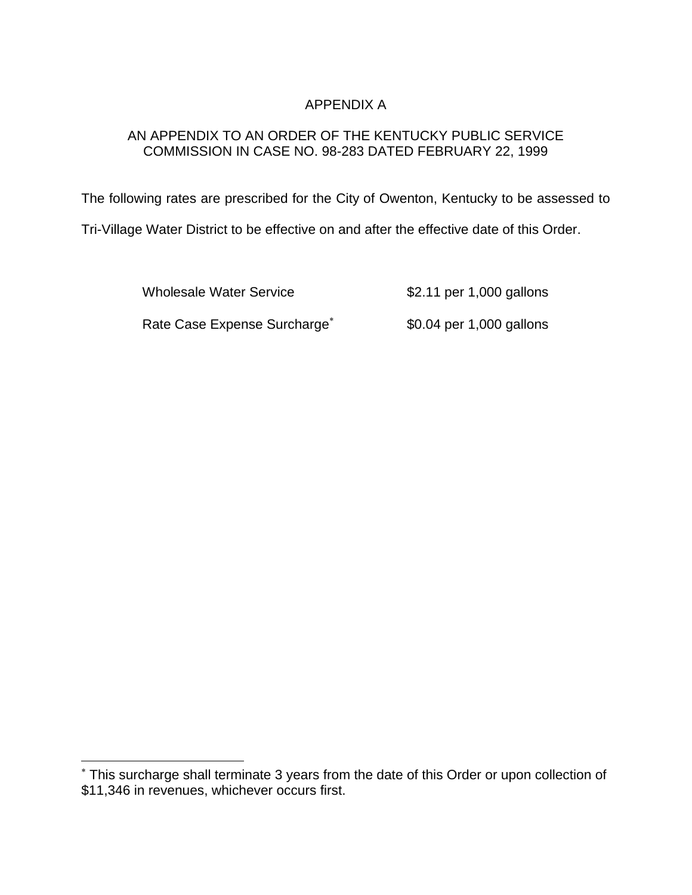# APPENDIX A

AN APPENDIX TO AN ORDER OF THE KENTUCKY PUBLIC SERVICE COMMISSION IN CASE NO. 98-283 DATED FEBRUARY 22, 1999

The following rates are prescribed for the City of Owenton, Kentucky to be assessed to Tri-Village Water District to be effective on and after the effective date of this Order.

| | |
|---|---|
| Wholesale Water Service | $2.11 per 1,000 gallons |
| Rate Case Expense Surcharge* | $0.04 per 1,000 gallons |

---

* This surcharge shall terminate 3 years from the date of this Order or upon collection of $11,346 in revenues, whichever occurs first.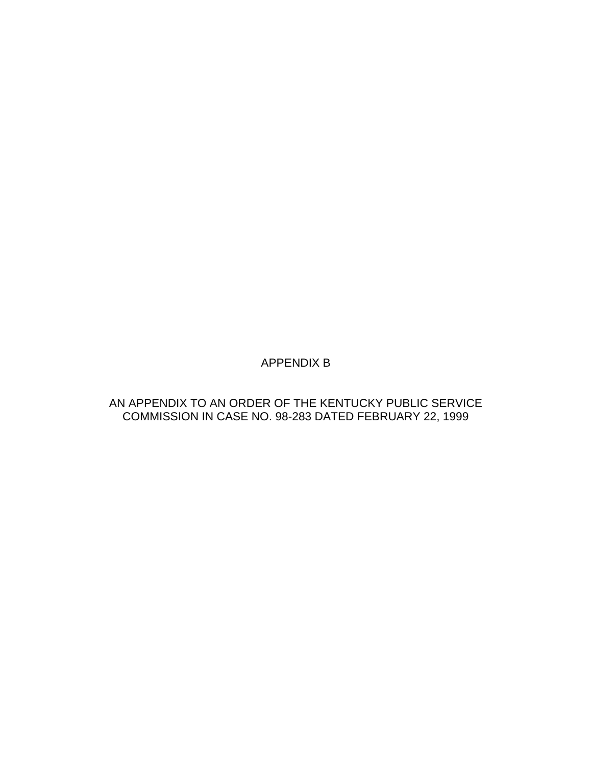# APPENDIX B

AN APPENDIX TO AN ORDER OF THE KENTUCKY PUBLIC SERVICE COMMISSION IN CASE NO. 98-283 DATED FEBRUARY 22, 1999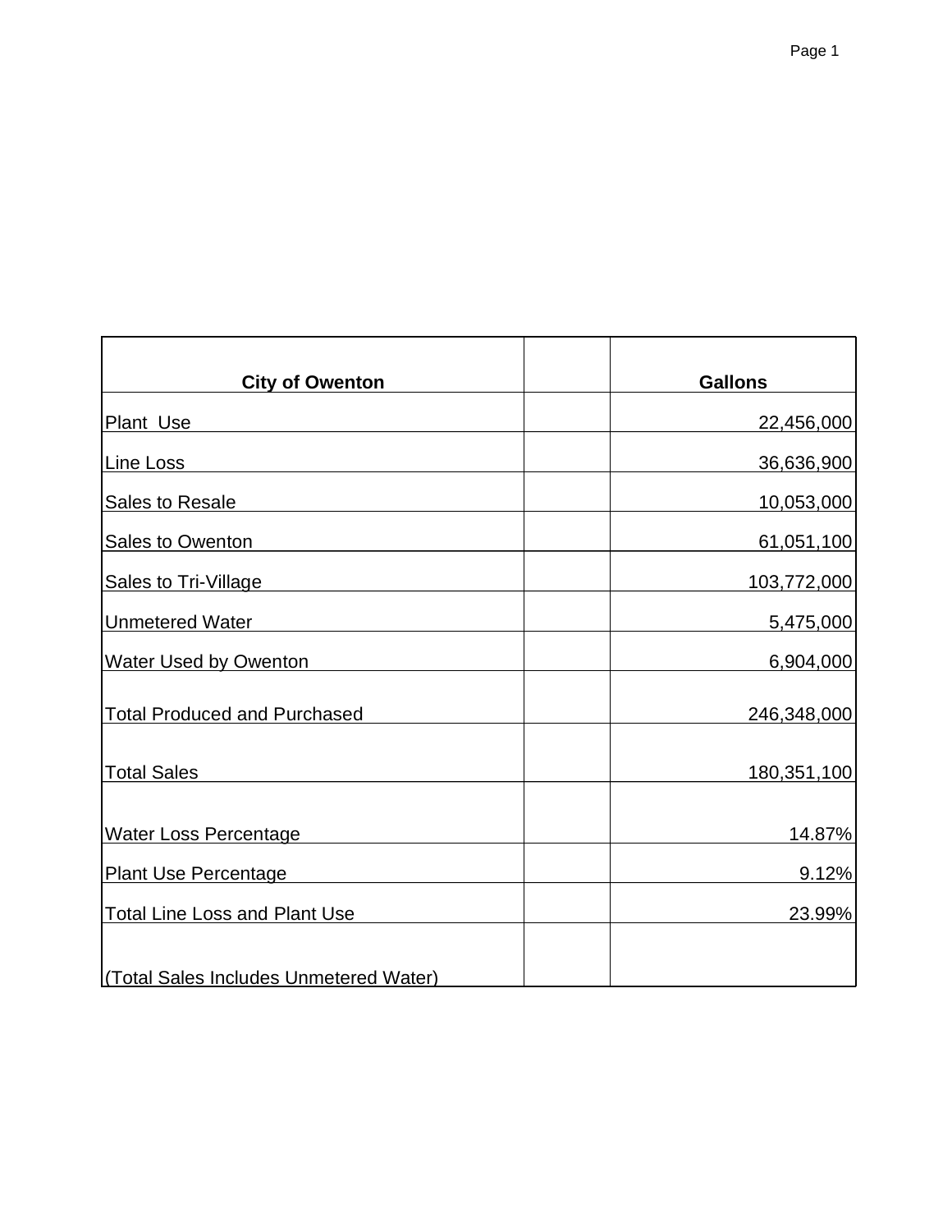| City of Owenton | | Gallons |
| --- | --- | --- |
| Plant  Use | | 22,456,000 |
| Line Loss | | 36,636,900 |
| Sales to Resale | | 10,053,000 |
| Sales to Owenton | | 61,051,100 |
| Sales to Tri-Village | | 103,772,000 |
| Unmetered Water | | 5,475,000 |
| Water Used by Owenton | | 6,904,000 |
| Total Produced and Purchased | | 246,348,000 |
| Total Sales | | 180,351,100 |
| Water Loss Percentage | | 14.87% |
| Plant Use Percentage | | 9.12% |
| Total Line Loss and Plant Use | | 23.99% |
| (Total Sales Includes Unmetered Water) | | |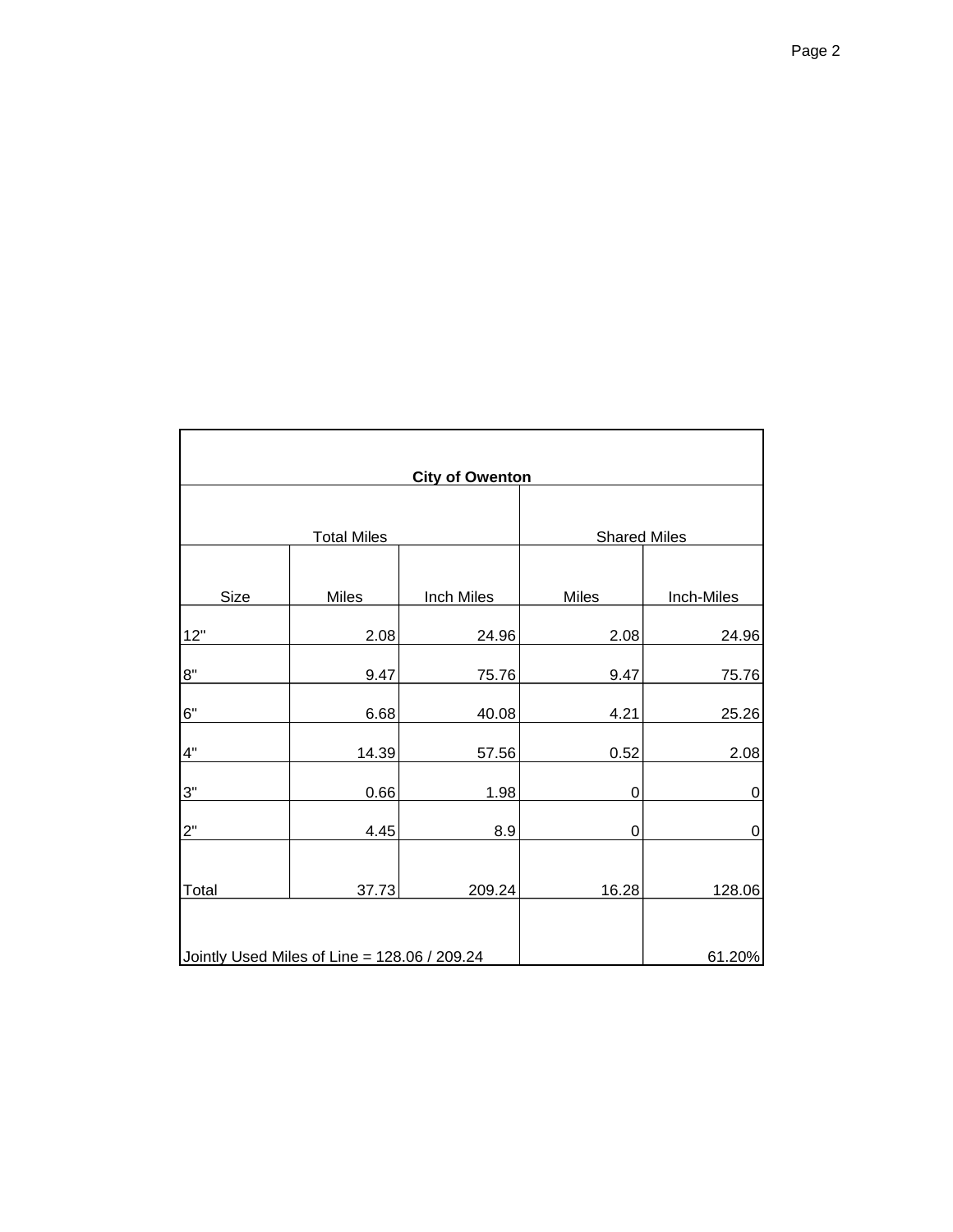| City of Owenton | | | | |
|---|---|---|---|---|
| Total Miles | | | Shared Miles | |
| Size | Miles | Inch Miles | Miles | Inch-Miles |
| 12" | 2.08 | 24.96 | 2.08 | 24.96 |
| 8" | 9.47 | 75.76 | 9.47 | 75.76 |
| 6" | 6.68 | 40.08 | 4.21 | 25.26 |
| 4" | 14.39 | 57.56 | 0.52 | 2.08 |
| 3" | 0.66 | 1.98 | 0 | 0 |
| 2" | 4.45 | 8.9 | 0 | 0 |
| Total | 37.73 | 209.24 | 16.28 | 128.06 |
| Jointly Used Miles of Line = 128.06 / 209.24 | | | | 61.20% |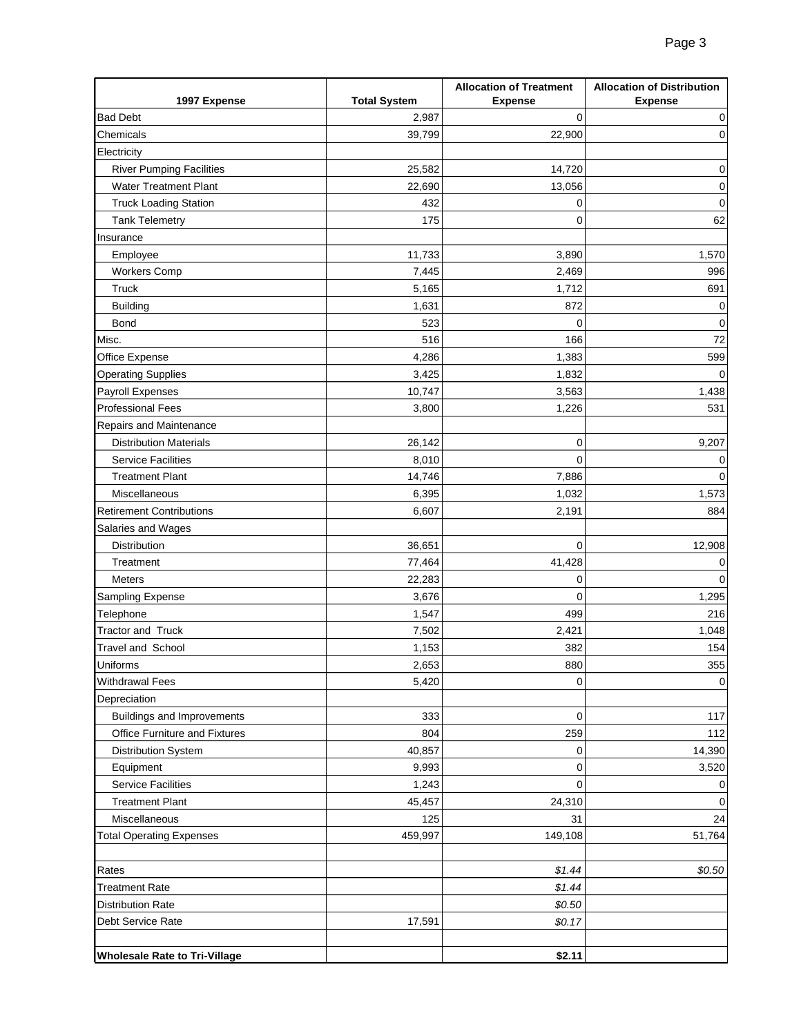| 1997 Expense | Total System | Allocation of Treatment Expense | Allocation of Distribution Expense |
|---|---|---|---|
| Bad Debt | 2,987 | 0 | 0 |
| Chemicals | 39,799 | 22,900 | 0 |
| Electricity | | | |
| River Pumping Facilities | 25,582 | 14,720 | 0 |
| Water Treatment Plant | 22,690 | 13,056 | 0 |
| Truck Loading Station | 432 | 0 | 0 |
| Tank Telemetry | 175 | 0 | 62 |
| Insurance | | | |
| Employee | 11,733 | 3,890 | 1,570 |
| Workers Comp | 7,445 | 2,469 | 996 |
| Truck | 5,165 | 1,712 | 691 |
| Building | 1,631 | 872 | 0 |
| Bond | 523 | 0 | 0 |
| Misc. | 516 | 166 | 72 |
| Office Expense | 4,286 | 1,383 | 599 |
| Operating Supplies | 3,425 | 1,832 | 0 |
| Payroll Expenses | 10,747 | 3,563 | 1,438 |
| Professional Fees | 3,800 | 1,226 | 531 |
| Repairs and Maintenance | | | |
| Distribution Materials | 26,142 | 0 | 9,207 |
| Service Facilities | 8,010 | 0 | 0 |
| Treatment Plant | 14,746 | 7,886 | 0 |
| Miscellaneous | 6,395 | 1,032 | 1,573 |
| Retirement Contributions | 6,607 | 2,191 | 884 |
| Salaries and Wages | | | |
| Distribution | 36,651 | 0 | 12,908 |
| Treatment | 77,464 | 41,428 | 0 |
| Meters | 22,283 | 0 | 0 |
| Sampling Expense | 3,676 | 0 | 1,295 |
| Telephone | 1,547 | 499 | 216 |
| Tractor and Truck | 7,502 | 2,421 | 1,048 |
| Travel and School | 1,153 | 382 | 154 |
| Uniforms | 2,653 | 880 | 355 |
| Withdrawal Fees | 5,420 | 0 | 0 |
| Depreciation | | | |
| Buildings and Improvements | 333 | 0 | 117 |
| Office Furniture and Fixtures | 804 | 259 | 112 |
| Distribution System | 40,857 | 0 | 14,390 |
| Equipment | 9,993 | 0 | 3,520 |
| Service Facilities | 1,243 | 0 | 0 |
| Treatment Plant | 45,457 | 24,310 | 0 |
| Miscellaneous | 125 | 31 | 24 |
| Total Operating Expenses | 459,997 | 149,108 | 51,764 |
| | | | |
| Rates | | *$1.44* | *$0.50* |
| Treatment Rate | | *$1.44* | |
| Distribution Rate | | *$0.50* | |
| Debt Service Rate | 17,591 | *$0.17* | |
| | | | |
| **Wholesale Rate to Tri-Village** | | **$2.11** | |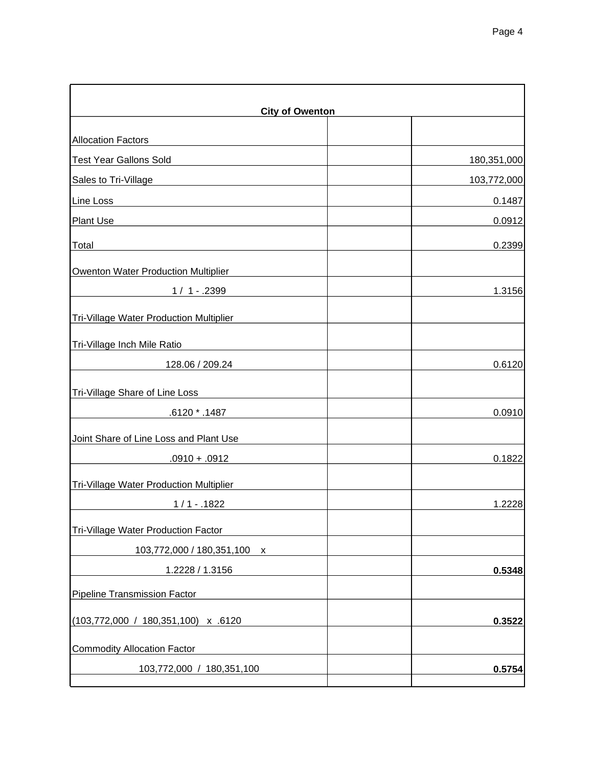| City of Owenton | | |
|---|---|---|
| Allocation Factors | | |
| Test Year Gallons Sold | | 180,351,000 |
| Sales to Tri-Village | | 103,772,000 |
| Line Loss | | 0.1487 |
| Plant Use | | 0.0912 |
| Total | | 0.2399 |
| Owenton Water Production Multiplier | | |
| 1 /  1 - .2399 | | 1.3156 |
| Tri-Village Water Production Multiplier | | |
| Tri-Village Inch Mile Ratio | | |
| 128.06 / 209.24 | | 0.6120 |
| Tri-Village Share of Line Loss | | |
| .6120 * .1487 | | 0.0910 |
| Joint Share of Line Loss and Plant Use | | |
| .0910 + .0912 | | 0.1822 |
| Tri-Village Water Production Multiplier | | |
| 1 / 1 - .1822 | | 1.2228 |
| Tri-Village Water Production Factor | | |
| 103,772,000 / 180,351,100    x | | |
| 1.2228 / 1.3156 | | **0.5348** |
| Pipeline Transmission Factor | | |
| (103,772,000  /  180,351,100)   x  .6120 | | **0.3522** |
| Commodity Allocation Factor | | |
| 103,772,000  /  180,351,100 | | **0.5754** |